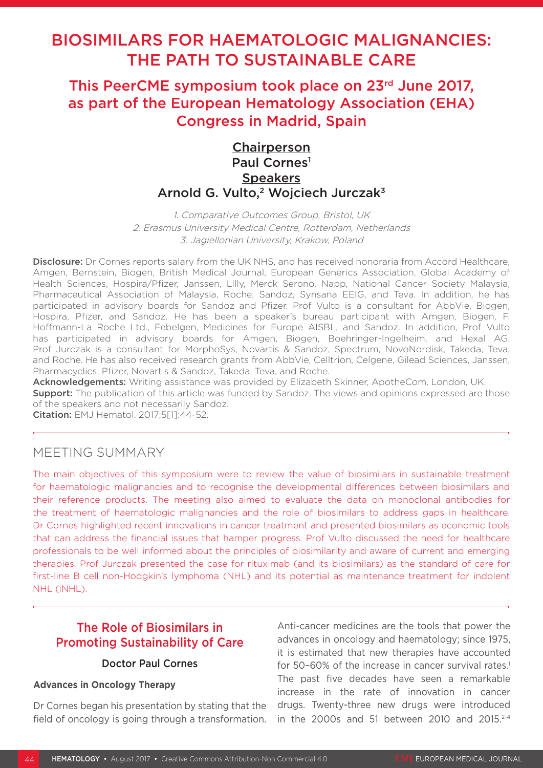# BIOSIMILARS FOR HAEMATOLOGIC MALIGNANCIES: THE PATH TO SUSTAINABLE CARE

## This PeerCME symposium took place on 23rd June 2017, as part of the European Hematology Association (EHA) Congress in Madrid, Spain

**Chairperson**
**Paul Cornes[1]**
**Speakers**
**Arnold G. Vulto,[2] Wojciech Jurczak[3]**

*1. Comparative Outcomes Group, Bristol, UK*
*2. Erasmus University Medical Centre, Rotterdam, Netherlands*
*3. Jagiellonian University, Krakow, Poland*

**Disclosure:** Dr Cornes reports salary from the UK NHS, and has received honoraria from Accord Healthcare, Amgen, Bernstein, Biogen, British Medical Journal, European Generics Association, Global Academy of Health Sciences, Hospira/Pfizer, Janssen, Lilly, Merck Serono, Napp, National Cancer Society Malaysia, Pharmaceutical Association of Malaysia, Roche, Sandoz, Synsana EEIG, and Teva. In addition, he has participated in advisory boards for Sandoz and Pfizer. Prof Vulto is a consultant for AbbVie, Biogen, Hospira, Pfizer, and Sandoz. He has been a speaker's bureau participant with Amgen, Biogen, F. Hoffmann-La Roche Ltd., Febelgen, Medicines for Europe AISBL, and Sandoz. In addition, Prof Vulto has participated in advisory boards for Amgen, Biogen, Boehringer-Ingelheim, and Hexal AG. Prof Jurczak is a consultant for MorphoSys, Novartis & Sandoz, Spectrum, NovoNordisk, Takeda, Teva, and Roche. He has also received research grants from AbbVie, Celltrion, Celgene, Gilead Sciences, Janssen, Pharmacyclics, Pfizer, Novartis & Sandoz, Takeda, Teva, and Roche.
**Acknowledgements:** Writing assistance was provided by Elizabeth Skinner, ApotheCom, London, UK.
**Support:** The publication of this article was funded by Sandoz. The views and opinions expressed are those of the speakers and not necessarily Sandoz.
**Citation:** EMJ Hematol. 2017;5[1]:44-52.

## MEETING SUMMARY

The main objectives of this symposium were to review the value of biosimilars in sustainable treatment for haematologic malignancies and to recognise the developmental differences between biosimilars and their reference products. The meeting also aimed to evaluate the data on monoclonal antibodies for the treatment of haematologic malignancies and the role of biosimilars to address gaps in healthcare. Dr Cornes highlighted recent innovations in cancer treatment and presented biosimilars as economic tools that can address the financial issues that hamper progress. Prof Vulto discussed the need for healthcare professionals to be well informed about the principles of biosimilarity and aware of current and emerging therapies. Prof Jurczak presented the case for rituximab (and its biosimilars) as the standard of care for first-line B cell non-Hodgkin's lymphoma (NHL) and its potential as maintenance treatment for indolent NHL (iNHL).

## The Role of Biosimilars in Promoting Sustainability of Care

**Doctor Paul Cornes**

### Advances in Oncology Therapy

Dr Cornes began his presentation by stating that the field of oncology is going through a transformation. Anti-cancer medicines are the tools that power the advances in oncology and haematology; since 1975, it is estimated that new therapies have accounted for 50–60% of the increase in cancer survival rates.[1] The past five decades have seen a remarkable increase in the rate of innovation in cancer drugs. Twenty-three new drugs were introduced in the 2000s and 51 between 2010 and 2015.[2-4]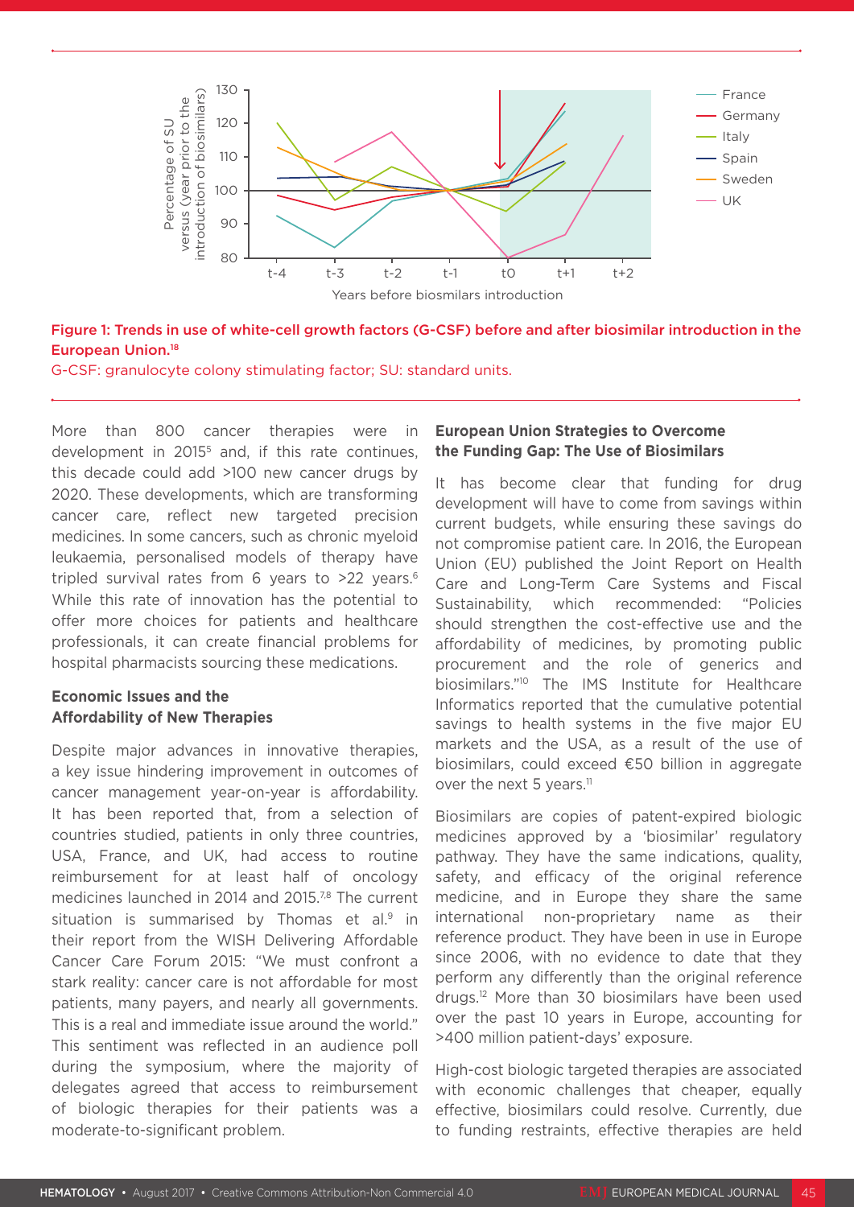Figure 1: Trends in use of white-cell growth factors (G-CSF) before and after biosimilar introduction in the European Union.[18]

G-CSF: granulocyte colony stimulating factor; SU: standard units.

More than 800 cancer therapies were in development in 2015[5] and, if this rate continues, this decade could add >100 new cancer drugs by 2020. These developments, which are transforming cancer care, reflect new targeted precision medicines. In some cancers, such as chronic myeloid leukaemia, personalised models of therapy have tripled survival rates from 6 years to >22 years.[6] While this rate of innovation has the potential to offer more choices for patients and healthcare professionals, it can create financial problems for hospital pharmacists sourcing these medications.

### Economic Issues and the Affordability of New Therapies

Despite major advances in innovative therapies, a key issue hindering improvement in outcomes of cancer management year-on-year is affordability. It has been reported that, from a selection of countries studied, patients in only three countries, USA, France, and UK, had access to routine reimbursement for at least half of oncology medicines launched in 2014 and 2015.[7,8] The current situation is summarised by Thomas et al.[9] in their report from the WISH Delivering Affordable Cancer Care Forum 2015: "We must confront a stark reality: cancer care is not affordable for most patients, many payers, and nearly all governments. This is a real and immediate issue around the world." This sentiment was reflected in an audience poll during the symposium, where the majority of delegates agreed that access to reimbursement of biologic therapies for their patients was a moderate-to-significant problem.

### European Union Strategies to Overcome the Funding Gap: The Use of Biosimilars

It has become clear that funding for drug development will have to come from savings within current budgets, while ensuring these savings do not compromise patient care. In 2016, the European Union (EU) published the Joint Report on Health Care and Long-Term Care Systems and Fiscal Sustainability, which recommended: "Policies should strengthen the cost-effective use and the affordability of medicines, by promoting public procurement and the role of generics and biosimilars."[10] The IMS Institute for Healthcare Informatics reported that the cumulative potential savings to health systems in the five major EU markets and the USA, as a result of the use of biosimilars, could exceed €50 billion in aggregate over the next 5 years.[11]

Biosimilars are copies of patent-expired biologic medicines approved by a 'biosimilar' regulatory pathway. They have the same indications, quality, safety, and efficacy of the original reference medicine, and in Europe they share the same international non-proprietary name as their reference product. They have been in use in Europe since 2006, with no evidence to date that they perform any differently than the original reference drugs.[12] More than 30 biosimilars have been used over the past 10 years in Europe, accounting for >400 million patient-days' exposure.

High-cost biologic targeted therapies are associated with economic challenges that cheaper, equally effective, biosimilars could resolve. Currently, due to funding restraints, effective therapies are held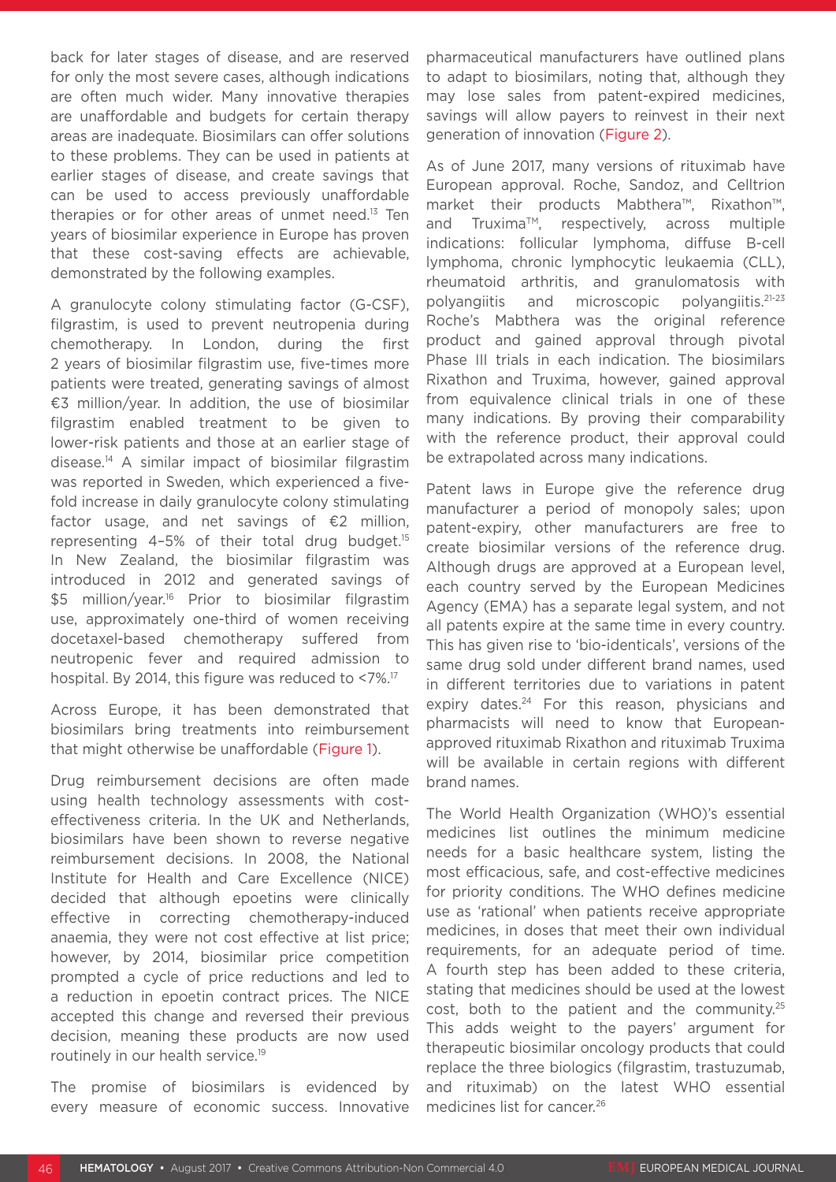back for later stages of disease, and are reserved for only the most severe cases, although indications are often much wider. Many innovative therapies are unaffordable and budgets for certain therapy areas are inadequate. Biosimilars can offer solutions to these problems. They can be used in patients at earlier stages of disease, and create savings that can be used to access previously unaffordable therapies or for other areas of unmet need.[13] Ten years of biosimilar experience in Europe has proven that these cost-saving effects are achievable, demonstrated by the following examples.

A granulocyte colony stimulating factor (G-CSF), filgrastim, is used to prevent neutropenia during chemotherapy. In London, during the first 2 years of biosimilar filgrastim use, five-times more patients were treated, generating savings of almost €3 million/year. In addition, the use of biosimilar filgrastim enabled treatment to be given to lower-risk patients and those at an earlier stage of disease.[14] A similar impact of biosimilar filgrastim was reported in Sweden, which experienced a five-fold increase in daily granulocyte colony stimulating factor usage, and net savings of €2 million, representing 4–5% of their total drug budget.[15] In New Zealand, the biosimilar filgrastim was introduced in 2012 and generated savings of $5 million/year.[16] Prior to biosimilar filgrastim use, approximately one-third of women receiving docetaxel-based chemotherapy suffered from neutropenic fever and required admission to hospital. By 2014, this figure was reduced to <7%.[17]

Across Europe, it has been demonstrated that biosimilars bring treatments into reimbursement that might otherwise be unaffordable (Figure 1).

Drug reimbursement decisions are often made using health technology assessments with cost-effectiveness criteria. In the UK and Netherlands, biosimilars have been shown to reverse negative reimbursement decisions. In 2008, the National Institute for Health and Care Excellence (NICE) decided that although epoetins were clinically effective in correcting chemotherapy-induced anaemia, they were not cost effective at list price; however, by 2014, biosimilar price competition prompted a cycle of price reductions and led to a reduction in epoetin contract prices. The NICE accepted this change and reversed their previous decision, meaning these products are now used routinely in our health service.[19]

The promise of biosimilars is evidenced by every measure of economic success. Innovative pharmaceutical manufacturers have outlined plans to adapt to biosimilars, noting that, although they may lose sales from patent-expired medicines, savings will allow payers to reinvest in their next generation of innovation (Figure 2).

As of June 2017, many versions of rituximab have European approval. Roche, Sandoz, and Celltrion market their products Mabthera™, Rixathon™, and Truxima™, respectively, across multiple indications: follicular lymphoma, diffuse B-cell lymphoma, chronic lymphocytic leukaemia (CLL), rheumatoid arthritis, and granulomatosis with polyangiitis and microscopic polyangiitis.[21-23] Roche's Mabthera was the original reference product and gained approval through pivotal Phase III trials in each indication. The biosimilars Rixathon and Truxima, however, gained approval from equivalence clinical trials in one of these many indications. By proving their comparability with the reference product, their approval could be extrapolated across many indications.

Patent laws in Europe give the reference drug manufacturer a period of monopoly sales; upon patent-expiry, other manufacturers are free to create biosimilar versions of the reference drug. Although drugs are approved at a European level, each country served by the European Medicines Agency (EMA) has a separate legal system, and not all patents expire at the same time in every country. This has given rise to 'bio-identicals', versions of the same drug sold under different brand names, used in different territories due to variations in patent expiry dates.[24] For this reason, physicians and pharmacists will need to know that European-approved rituximab Rixathon and rituximab Truxima will be available in certain regions with different brand names.

The World Health Organization (WHO)'s essential medicines list outlines the minimum medicine needs for a basic healthcare system, listing the most efficacious, safe, and cost-effective medicines for priority conditions. The WHO defines medicine use as 'rational' when patients receive appropriate medicines, in doses that meet their own individual requirements, for an adequate period of time. A fourth step has been added to these criteria, stating that medicines should be used at the lowest cost, both to the patient and the community.[25] This adds weight to the payers' argument for therapeutic biosimilar oncology products that could replace the three biologics (filgrastim, trastuzumab, and rituximab) on the latest WHO essential medicines list for cancer.[26]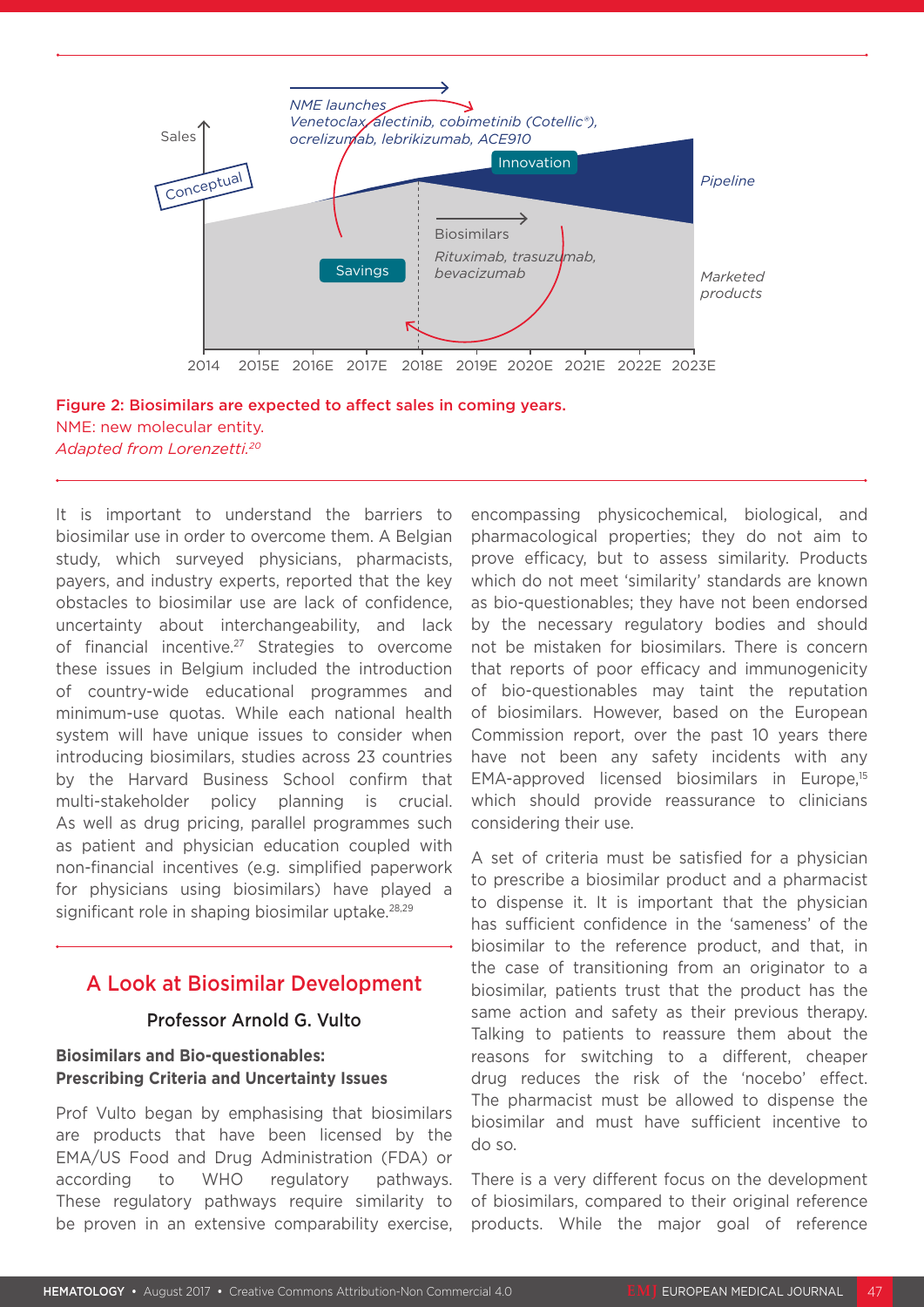Figure 2: Biosimilars are expected to affect sales in coming years.
NME: new molecular entity.
*Adapted from Lorenzetti.[20]*

It is important to understand the barriers to biosimilar use in order to overcome them. A Belgian study, which surveyed physicians, pharmacists, payers, and industry experts, reported that the key obstacles to biosimilar use are lack of confidence, uncertainty about interchangeability, and lack of financial incentive.[27] Strategies to overcome these issues in Belgium included the introduction of country-wide educational programmes and minimum-use quotas. While each national health system will have unique issues to consider when introducing biosimilars, studies across 23 countries by the Harvard Business School confirm that multi-stakeholder policy planning is crucial. As well as drug pricing, parallel programmes such as patient and physician education coupled with non-financial incentives (e.g. simplified paperwork for physicians using biosimilars) have played a significant role in shaping biosimilar uptake.[28,29]

## A Look at Biosimilar Development

### Professor Arnold G. Vulto

#### Biosimilars and Bio-questionables: Prescribing Criteria and Uncertainty Issues

Prof Vulto began by emphasising that biosimilars are products that have been licensed by the EMA/US Food and Drug Administration (FDA) or according to WHO regulatory pathways. These regulatory pathways require similarity to be proven in an extensive comparability exercise, encompassing physicochemical, biological, and pharmacological properties; they do not aim to prove efficacy, but to assess similarity. Products which do not meet 'similarity' standards are known as bio-questionables; they have not been endorsed by the necessary regulatory bodies and should not be mistaken for biosimilars. There is concern that reports of poor efficacy and immunogenicity of bio-questionables may taint the reputation of biosimilars. However, based on the European Commission report, over the past 10 years there have not been any safety incidents with any EMA-approved licensed biosimilars in Europe,[15] which should provide reassurance to clinicians considering their use.

A set of criteria must be satisfied for a physician to prescribe a biosimilar product and a pharmacist to dispense it. It is important that the physician has sufficient confidence in the 'sameness' of the biosimilar to the reference product, and that, in the case of transitioning from an originator to a biosimilar, patients trust that the product has the same action and safety as their previous therapy. Talking to patients to reassure them about the reasons for switching to a different, cheaper drug reduces the risk of the 'nocebo' effect. The pharmacist must be allowed to dispense the biosimilar and must have sufficient incentive to do so.

There is a very different focus on the development of biosimilars, compared to their original reference products. While the major goal of reference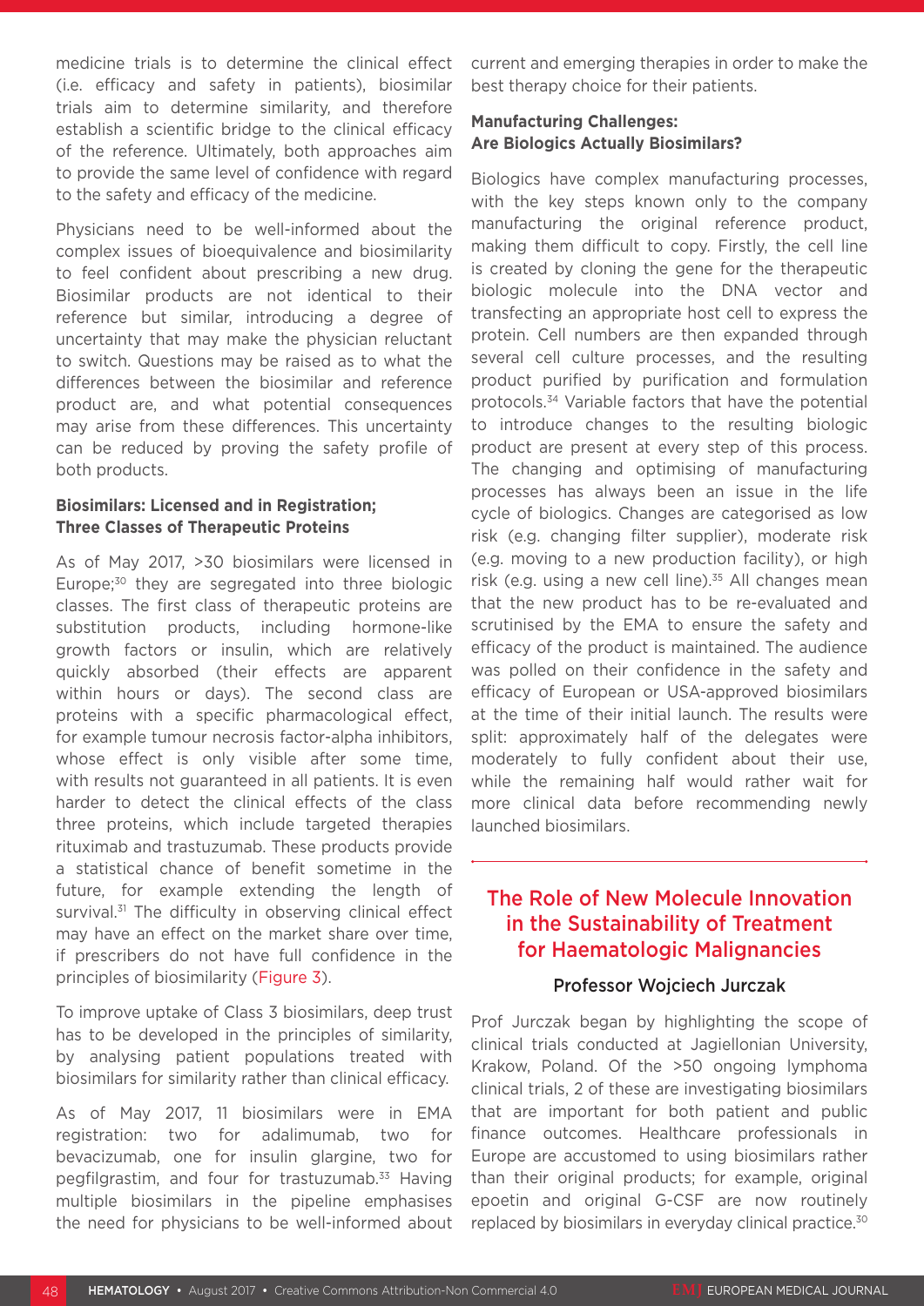medicine trials is to determine the clinical effect (i.e. efficacy and safety in patients), biosimilar trials aim to determine similarity, and therefore establish a scientific bridge to the clinical efficacy of the reference. Ultimately, both approaches aim to provide the same level of confidence with regard to the safety and efficacy of the medicine.

Physicians need to be well-informed about the complex issues of bioequivalence and biosimilarity to feel confident about prescribing a new drug. Biosimilar products are not identical to their reference but similar, introducing a degree of uncertainty that may make the physician reluctant to switch. Questions may be raised as to what the differences between the biosimilar and reference product are, and what potential consequences may arise from these differences. This uncertainty can be reduced by proving the safety profile of both products.

### Biosimilars: Licensed and in Registration; Three Classes of Therapeutic Proteins

As of May 2017, >30 biosimilars were licensed in Europe;[30] they are segregated into three biologic classes. The first class of therapeutic proteins are substitution products, including hormone-like growth factors or insulin, which are relatively quickly absorbed (their effects are apparent within hours or days). The second class are proteins with a specific pharmacological effect, for example tumour necrosis factor-alpha inhibitors, whose effect is only visible after some time, with results not guaranteed in all patients. It is even harder to detect the clinical effects of the class three proteins, which include targeted therapies rituximab and trastuzumab. These products provide a statistical chance of benefit sometime in the future, for example extending the length of survival.[31] The difficulty in observing clinical effect may have an effect on the market share over time, if prescribers do not have full confidence in the principles of biosimilarity (Figure 3).

To improve uptake of Class 3 biosimilars, deep trust has to be developed in the principles of similarity, by analysing patient populations treated with biosimilars for similarity rather than clinical efficacy.

As of May 2017, 11 biosimilars were in EMA registration: two for adalimumab, two for bevacizumab, one for insulin glargine, two for pegfilgrastim, and four for trastuzumab.[33] Having multiple biosimilars in the pipeline emphasises the need for physicians to be well-informed about current and emerging therapies in order to make the best therapy choice for their patients.

### Manufacturing Challenges: Are Biologics Actually Biosimilars?

Biologics have complex manufacturing processes, with the key steps known only to the company manufacturing the original reference product, making them difficult to copy. Firstly, the cell line is created by cloning the gene for the therapeutic biologic molecule into the DNA vector and transfecting an appropriate host cell to express the protein. Cell numbers are then expanded through several cell culture processes, and the resulting product purified by purification and formulation protocols.[34] Variable factors that have the potential to introduce changes to the resulting biologic product are present at every step of this process. The changing and optimising of manufacturing processes has always been an issue in the life cycle of biologics. Changes are categorised as low risk (e.g. changing filter supplier), moderate risk (e.g. moving to a new production facility), or high risk (e.g. using a new cell line).[35] All changes mean that the new product has to be re-evaluated and scrutinised by the EMA to ensure the safety and efficacy of the product is maintained. The audience was polled on their confidence in the safety and efficacy of European or USA-approved biosimilars at the time of their initial launch. The results were split: approximately half of the delegates were moderately to fully confident about their use, while the remaining half would rather wait for more clinical data before recommending newly launched biosimilars.

## The Role of New Molecule Innovation in the Sustainability of Treatment for Haematologic Malignancies

**Professor Wojciech Jurczak**

Prof Jurczak began by highlighting the scope of clinical trials conducted at Jagiellonian University, Krakow, Poland. Of the >50 ongoing lymphoma clinical trials, 2 of these are investigating biosimilars that are important for both patient and public finance outcomes. Healthcare professionals in Europe are accustomed to using biosimilars rather than their original products; for example, original epoetin and original G-CSF are now routinely replaced by biosimilars in everyday clinical practice.[30]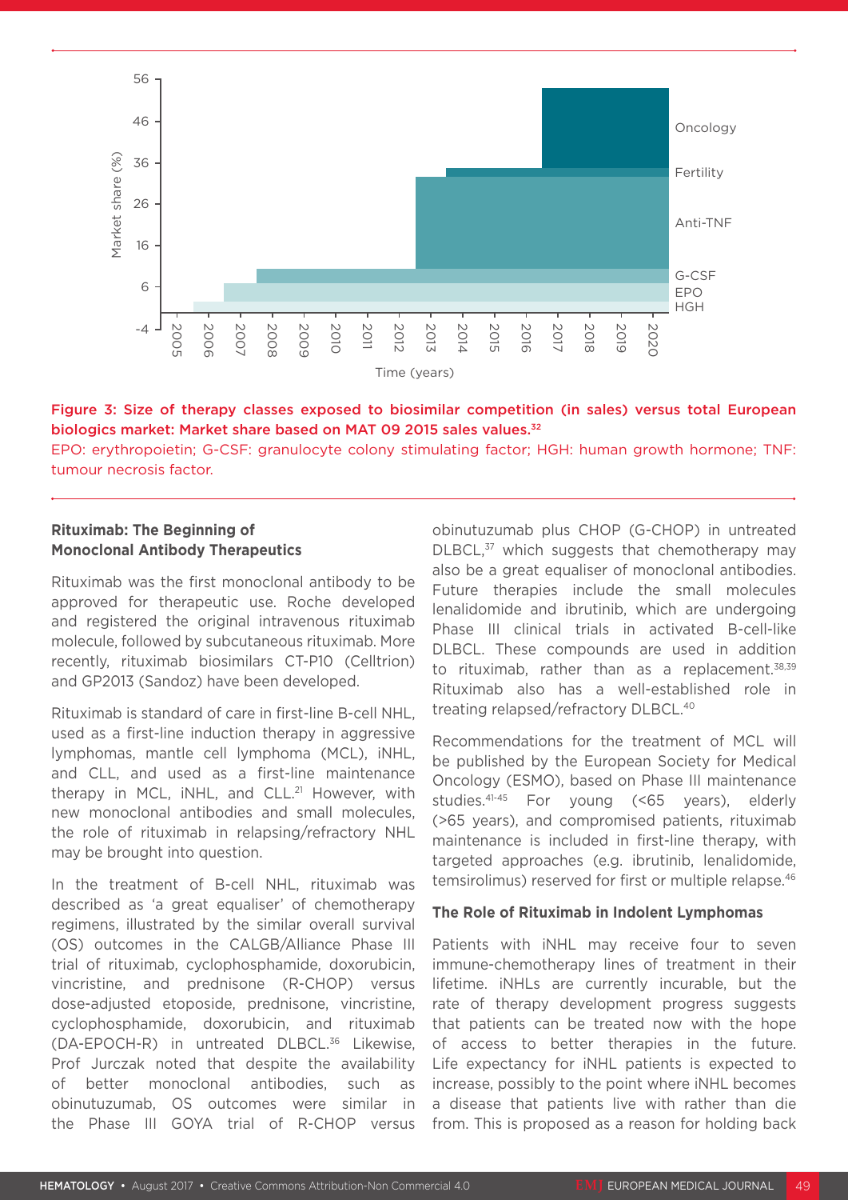Figure 3: Size of therapy classes exposed to biosimilar competition (in sales) versus total European biologics market: Market share based on MAT 09 2015 sales values.[32]

EPO: erythropoietin; G-CSF: granulocyte colony stimulating factor; HGH: human growth hormone; TNF: tumour necrosis factor.

## Rituximab: The Beginning of Monoclonal Antibody Therapeutics

Rituximab was the first monoclonal antibody to be approved for therapeutic use. Roche developed and registered the original intravenous rituximab molecule, followed by subcutaneous rituximab. More recently, rituximab biosimilars CT-P10 (Celltrion) and GP2013 (Sandoz) have been developed.

Rituximab is standard of care in first-line B-cell NHL, used as a first-line induction therapy in aggressive lymphomas, mantle cell lymphoma (MCL), iNHL, and CLL, and used as a first-line maintenance therapy in MCL, iNHL, and CLL.[21] However, with new monoclonal antibodies and small molecules, the role of rituximab in relapsing/refractory NHL may be brought into question.

In the treatment of B-cell NHL, rituximab was described as 'a great equaliser' of chemotherapy regimens, illustrated by the similar overall survival (OS) outcomes in the CALGB/Alliance Phase III trial of rituximab, cyclophosphamide, doxorubicin, vincristine, and prednisone (R-CHOP) versus dose-adjusted etoposide, prednisone, vincristine, cyclophosphamide, doxorubicin, and rituximab (DA-EPOCH-R) in untreated DLBCL.[36] Likewise, Prof Jurczak noted that despite the availability of better monoclonal antibodies, such as obinutuzumab, OS outcomes were similar in the Phase III GOYA trial of R-CHOP versus obinutuzumab plus CHOP (G-CHOP) in untreated DLBCL,[37] which suggests that chemotherapy may also be a great equaliser of monoclonal antibodies. Future therapies include the small molecules lenalidomide and ibrutinib, which are undergoing Phase III clinical trials in activated B-cell-like DLBCL. These compounds are used in addition to rituximab, rather than as a replacement.[38,39] Rituximab also has a well-established role in treating relapsed/refractory DLBCL.[40]

Recommendations for the treatment of MCL will be published by the European Society for Medical Oncology (ESMO), based on Phase III maintenance studies.[41-45] For young (<65 years), elderly (>65 years), and compromised patients, rituximab maintenance is included in first-line therapy, with targeted approaches (e.g. ibrutinib, lenalidomide, temsirolimus) reserved for first or multiple relapse.[46]

### The Role of Rituximab in Indolent Lymphomas

Patients with iNHL may receive four to seven immune-chemotherapy lines of treatment in their lifetime. iNHLs are currently incurable, but the rate of therapy development progress suggests that patients can be treated now with the hope of access to better therapies in the future. Life expectancy for iNHL patients is expected to increase, possibly to the point where iNHL becomes a disease that patients live with rather than die from. This is proposed as a reason for holding back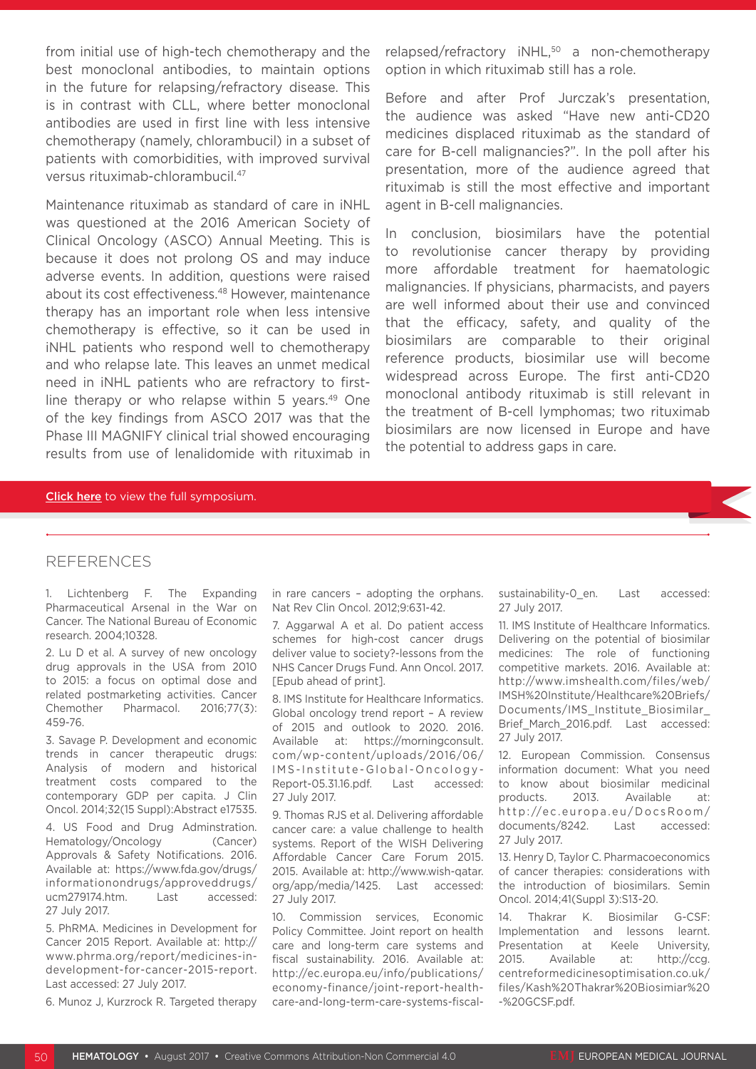from initial use of high-tech chemotherapy and the best monoclonal antibodies, to maintain options in the future for relapsing/refractory disease. This is in contrast with CLL, where better monoclonal antibodies are used in first line with less intensive chemotherapy (namely, chlorambucil) in a subset of patients with comorbidities, with improved survival versus rituximab-chlorambucil.[47]

Maintenance rituximab as standard of care in iNHL was questioned at the 2016 American Society of Clinical Oncology (ASCO) Annual Meeting. This is because it does not prolong OS and may induce adverse events. In addition, questions were raised about its cost effectiveness.[48] However, maintenance therapy has an important role when less intensive chemotherapy is effective, so it can be used in iNHL patients who respond well to chemotherapy and who relapse late. This leaves an unmet medical need in iNHL patients who are refractory to first-line therapy or who relapse within 5 years.[49] One of the key findings from ASCO 2017 was that the Phase III MAGNIFY clinical trial showed encouraging results from use of lenalidomide with rituximab in relapsed/refractory iNHL,[50] a non-chemotherapy option in which rituximab still has a role.

Before and after Prof Jurczak's presentation, the audience was asked "Have new anti-CD20 medicines displaced rituximab as the standard of care for B-cell malignancies?". In the poll after his presentation, more of the audience agreed that rituximab is still the most effective and important agent in B-cell malignancies.

In conclusion, biosimilars have the potential to revolutionise cancer therapy by providing more affordable treatment for haematologic malignancies. If physicians, pharmacists, and payers are well informed about their use and convinced that the efficacy, safety, and quality of the biosimilars are comparable to their original reference products, biosimilar use will become widespread across Europe. The first anti-CD20 monoclonal antibody rituximab is still relevant in the treatment of B-cell lymphomas; two rituximab biosimilars are now licensed in Europe and have the potential to address gaps in care.

Click here to view the full symposium.

## REFERENCES

1. Lichtenberg F. The Expanding Pharmaceutical Arsenal in the War on Cancer. The National Bureau of Economic research. 2004;10328.
2. Lu D et al. A survey of new oncology drug approvals in the USA from 2010 to 2015: a focus on optimal dose and related postmarketing activities. Cancer Chemother Pharmacol. 2016;77(3):459-76.
3. Savage P. Development and economic trends in cancer therapeutic drugs: Analysis of modern and historical treatment costs compared to the contemporary GDP per capita. J Clin Oncol. 2014;32(15 Suppl):Abstract e17535.
4. US Food and Drug Adminstration. Hematology/Oncology (Cancer) Approvals & Safety Notifications. 2016. Available at: https://www.fda.gov/drugs/informationondrugs/approveddrugs/ucm279174.htm. Last accessed: 27 July 2017.
5. PhRMA. Medicines in Development for Cancer 2015 Report. Available at: http://www.phrma.org/report/medicines-in-development-for-cancer-2015-report. Last accessed: 27 July 2017.
6. Munoz J, Kurzrock R. Targeted therapy in rare cancers – adopting the orphans. Nat Rev Clin Oncol. 2012;9:631-42.
7. Aggarwal A et al. Do patient access schemes for high-cost cancer drugs deliver value to society?-lessons from the NHS Cancer Drugs Fund. Ann Oncol. 2017. [Epub ahead of print].
8. IMS Institute for Healthcare Informatics. Global oncology trend report – A review of 2015 and outlook to 2020. 2016. Available at: https://morningconsult.com/wp-content/uploads/2016/06/IMS-Institute-Global-Oncology-Report-05.31.16.pdf. Last accessed: 27 July 2017.
9. Thomas RJS et al. Delivering affordable cancer care: a value challenge to health systems. Report of the WISH Delivering Affordable Cancer Care Forum 2015. 2015. Available at: http://www.wish-qatar.org/app/media/1425. Last accessed: 27 July 2017.
10. Commission services, Economic Policy Committee. Joint report on health care and long-term care systems and fiscal sustainability. 2016. Available at: http://ec.europa.eu/info/publications/economy-finance/joint-report-health-care-and-long-term-care-systems-fiscal-sustainability-0_en. Last accessed: 27 July 2017.
11. IMS Institute of Healthcare Informatics. Delivering on the potential of biosimilar medicines: The role of functioning competitive markets. 2016. Available at: http://www.imshealth.com/files/web/IMSH%20Institute/Healthcare%20Briefs/Documents/IMS_Institute_Biosimilar_Brief_March_2016.pdf. Last accessed: 27 July 2017.
12. European Commission. Consensus information document: What you need to know about biosimilar medicinal products. 2013. Available at: http://ec.europa.eu/DocsRoom/documents/8242. Last accessed: 27 July 2017.
13. Henry D, Taylor C. Pharmacoeconomics of cancer therapies: considerations with the introduction of biosimilars. Semin Oncol. 2014;41(Suppl 3):S13-20.
14. Thakrar K. Biosimilar G-CSF: Implementation and lessons learnt. Presentation at Keele University, 2015. Available at: http://ccg.centreformedicinesoptimisation.co.uk/files/Kash%20Thakrar%20Biosimiar%20-%20GCSF.pdf.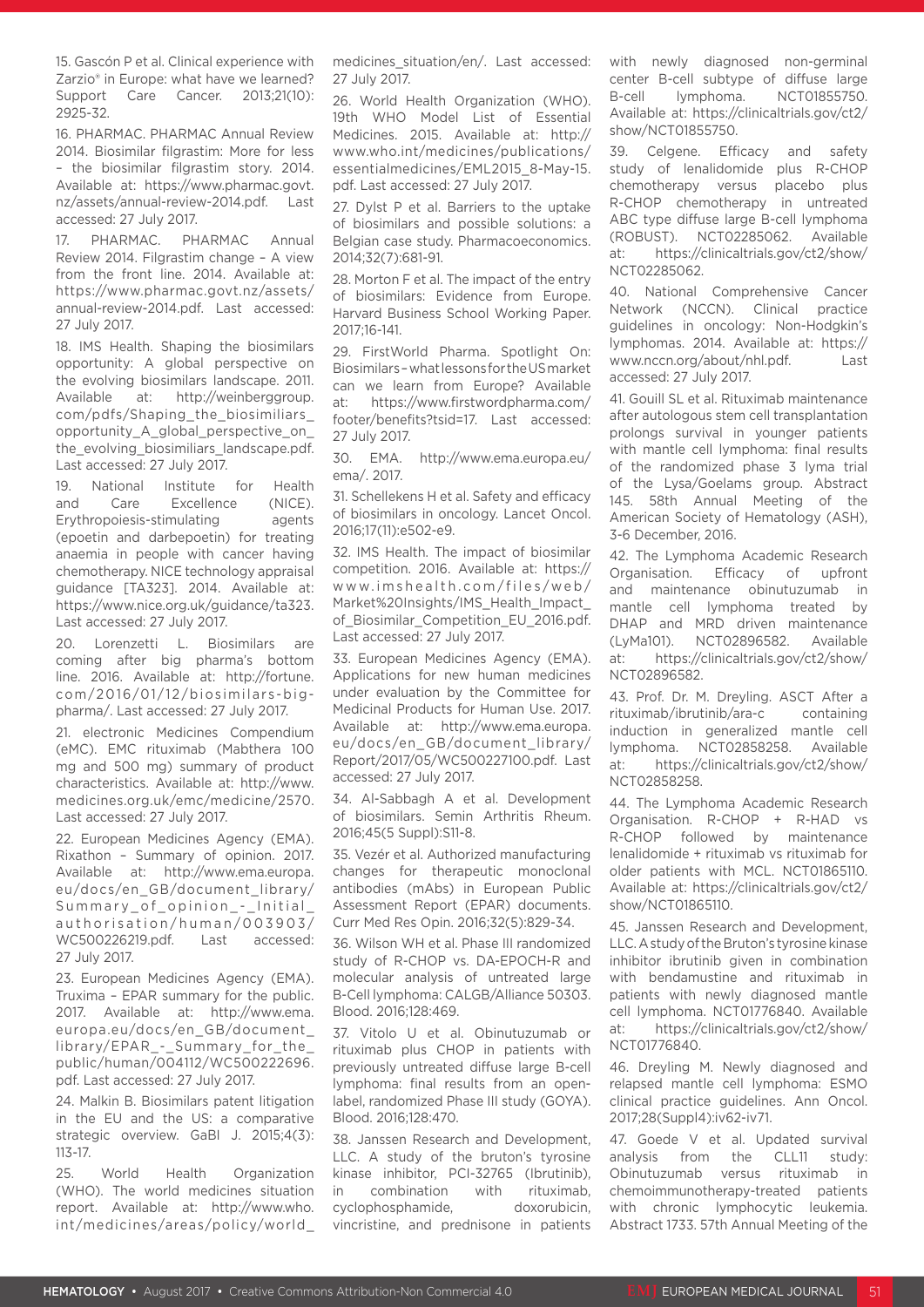15. Gascón P et al. Clinical experience with Zarzio® in Europe: what have we learned? Support Care Cancer. 2013;21(10): 2925-32.

16. PHARMAC. PHARMAC Annual Review 2014. Biosimilar filgrastim: More for less – the biosimilar filgrastim story. 2014. Available at: https://www.pharmac.govt.nz/assets/annual-review-2014.pdf. Last accessed: 27 July 2017.

17. PHARMAC. PHARMAC Annual Review 2014. Filgrastim change – A view from the front line. 2014. Available at: https://www.pharmac.govt.nz/assets/annual-review-2014.pdf. Last accessed: 27 July 2017.

18. IMS Health. Shaping the biosimilars opportunity: A global perspective on the evolving biosimilars landscape. 2011. Available at: http://weinberggroup.com/pdfs/Shaping_the_biosimiliars_opportunity_A_global_perspective_on_the_evolving_biosimiliars_landscape.pdf. Last accessed: 27 July 2017.

19. National Institute for Health and Care Excellence (NICE). Erythropoiesis-stimulating agents (epoetin and darbepoetin) for treating anaemia in people with cancer having chemotherapy. NICE technology appraisal guidance [TA323]. 2014. Available at: https://www.nice.org.uk/guidance/ta323. Last accessed: 27 July 2017.

20. Lorenzetti L. Biosimilars are coming after big pharma's bottom line. 2016. Available at: http://fortune.com/2016/01/12/biosimilars-big-pharma/. Last accessed: 27 July 2017.

21. electronic Medicines Compendium (eMC). EMC rituximab (Mabthera 100 mg and 500 mg) summary of product characteristics. Available at: http://www.medicines.org.uk/emc/medicine/2570. Last accessed: 27 July 2017.

22. European Medicines Agency (EMA). Rixathon – Summary of opinion. 2017. Available at: http://www.ema.europa.eu/docs/en_GB/document_library/Summary_of_opinion_-_Initial_authorisation/human/003903/WC500226219.pdf. Last accessed: 27 July 2017.

23. European Medicines Agency (EMA). Truxima – EPAR summary for the public. 2017. Available at: http://www.ema.europa.eu/docs/en_GB/document_library/EPAR_-_Summary_for_the_public/human/004112/WC500222696.pdf. Last accessed: 27 July 2017.

24. Malkin B. Biosimilars patent litigation in the EU and the US: a comparative strategic overview. GaBI J. 2015;4(3): 113-17.

25. World Health Organization (WHO). The world medicines situation report. Available at: http://www.who.int/medicines/areas/policy/world_medicines_situation/en/. Last accessed: 27 July 2017.

26. World Health Organization (WHO). 19th WHO Model List of Essential Medicines. 2015. Available at: http://www.who.int/medicines/publications/essentialmedicines/EML2015_8-May-15.pdf. Last accessed: 27 July 2017.

27. Dylst P et al. Barriers to the uptake of biosimilars and possible solutions: a Belgian case study. Pharmacoeconomics. 2014;32(7):681-91.

28. Morton F et al. The impact of the entry of biosimilars: Evidence from Europe. Harvard Business School Working Paper. 2017;16-141.

29. FirstWorld Pharma. Spotlight On: Biosimilars – what lessons for the US market can we learn from Europe? Available at: https://www.firstwordpharma.com/footer/benefits?tsid=17. Last accessed: 27 July 2017.

30. EMA. http://www.ema.europa.eu/ema/. 2017.

31. Schellekens H et al. Safety and efficacy of biosimilars in oncology. Lancet Oncol. 2016;17(11):e502-e9.

32. IMS Health. The impact of biosimilar competition. 2016. Available at: https://www.imshealth.com/files/web/Market%20Insights/IMS_Health_Impact_of_Biosimilar_Competition_EU_2016.pdf. Last accessed: 27 July 2017.

33. European Medicines Agency (EMA). Applications for new human medicines under evaluation by the Committee for Medicinal Products for Human Use. 2017. Available at: http://www.ema.europa.eu/docs/en_GB/document_library/Report/2017/05/WC500227100.pdf. Last accessed: 27 July 2017.

34. Al-Sabbagh A et al. Development of biosimilars. Semin Arthritis Rheum. 2016;45(5 Suppl):S11-8.

35. Vezér et al. Authorized manufacturing changes for therapeutic monoclonal antibodies (mAbs) in European Public Assessment Report (EPAR) documents. Curr Med Res Opin. 2016;32(5):829-34.

36. Wilson WH et al. Phase III randomized study of R-CHOP vs. DA-EPOCH-R and molecular analysis of untreated large B-Cell lymphoma: CALGB/Alliance 50303. Blood. 2016;128:469.

37. Vitolo U et al. Obinutuzumab or rituximab plus CHOP in patients with previously untreated diffuse large B-cell lymphoma: final results from an open-label, randomized Phase III study (GOYA). Blood. 2016;128:470.

38. Janssen Research and Development, LLC. A study of the bruton's tyrosine kinase inhibitor, PCI-32765 (Ibrutinib), in combination with rituximab, cyclophosphamide, doxorubicin, vincristine, and prednisone in patients with newly diagnosed non-germinal center B-cell subtype of diffuse large B-cell lymphoma. NCT01855750. Available at: https://clinicaltrials.gov/ct2/show/NCT01855750.

39. Celgene. Efficacy and safety study of lenalidomide plus R-CHOP chemotherapy versus placebo plus R-CHOP chemotherapy in untreated ABC type diffuse large B-cell lymphoma (ROBUST). NCT02285062. Available at: https://clinicaltrials.gov/ct2/show/NCT02285062.

40. National Comprehensive Cancer Network (NCCN). Clinical practice guidelines in oncology: Non-Hodgkin's lymphomas. 2014. Available at: https://www.nccn.org/about/nhl.pdf. Last accessed: 27 July 2017.

41. Gouill SL et al. Rituximab maintenance after autologous stem cell transplantation prolongs survival in younger patients with mantle cell lymphoma: final results of the randomized phase 3 lyma trial of the Lysa/Goelams group. Abstract 145. 58th Annual Meeting of the American Society of Hematology (ASH), 3-6 December, 2016.

42. The Lymphoma Academic Research Organisation. Efficacy of upfront and maintenance obinutuzumab in mantle cell lymphoma treated by DHAP and MRD driven maintenance (LyMa101). NCT02896582. Available at: https://clinicaltrials.gov/ct2/show/NCT02896582.

43. Prof. Dr. M. Dreyling. ASCT After a rituximab/ibrutinib/ara-c containing induction in generalized mantle cell lymphoma. NCT02858258. Available at: https://clinicaltrials.gov/ct2/show/NCT02858258.

44. The Lymphoma Academic Research Organisation. R-CHOP + R-HAD vs R-CHOP followed by maintenance lenalidomide + rituximab vs rituximab for older patients with MCL. NCT01865110. Available at: https://clinicaltrials.gov/ct2/show/NCT01865110.

45. Janssen Research and Development, LLC. A study of the Bruton's tyrosine kinase inhibitor ibrutinib given in combination with bendamustine and rituximab in patients with newly diagnosed mantle cell lymphoma. NCT01776840. Available at: https://clinicaltrials.gov/ct2/show/NCT01776840.

46. Dreyling M. Newly diagnosed and relapsed mantle cell lymphoma: ESMO clinical practice guidelines. Ann Oncol. 2017;28(Suppl4):iv62-iv71.

47. Goede V et al. Updated survival analysis from the CLL11 study: Obinutuzumab versus rituximab in chemoimmunotherapy-treated patients with chronic lymphocytic leukemia. Abstract 1733. 57th Annual Meeting of the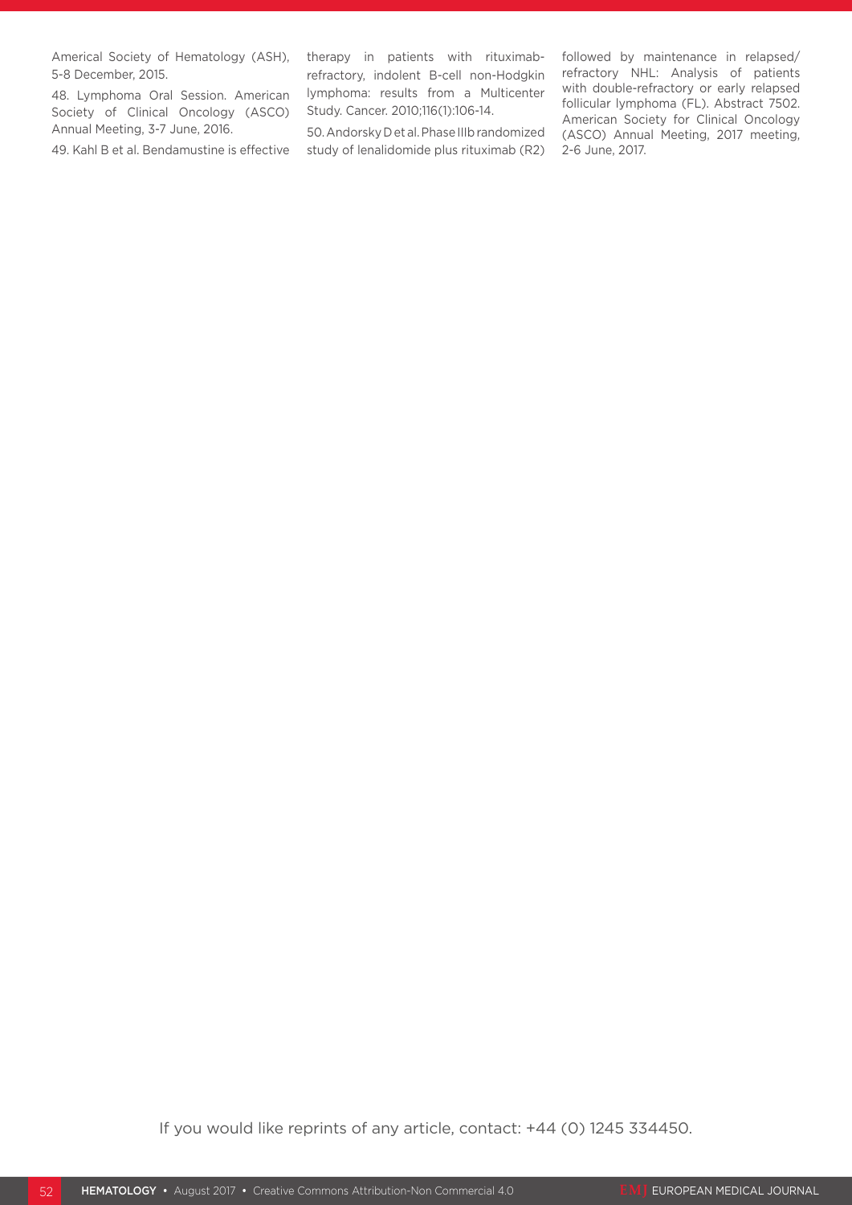Americal Society of Hematology (ASH), 5-8 December, 2015.

48. Lymphoma Oral Session. American Society of Clinical Oncology (ASCO) Annual Meeting, 3-7 June, 2016.

49. Kahl B et al. Bendamustine is effective therapy in patients with rituximab-refractory, indolent B-cell non-Hodgkin lymphoma: results from a Multicenter Study. Cancer. 2010;116(1):106-14.

50. Andorsky D et al. Phase IIIb randomized study of lenalidomide plus rituximab (R2) followed by maintenance in relapsed/refractory NHL: Analysis of patients with double-refractory or early relapsed follicular lymphoma (FL). Abstract 7502. American Society for Clinical Oncology (ASCO) Annual Meeting, 2017 meeting, 2-6 June, 2017.

If you would like reprints of any article, contact: +44 (0) 1245 334450.